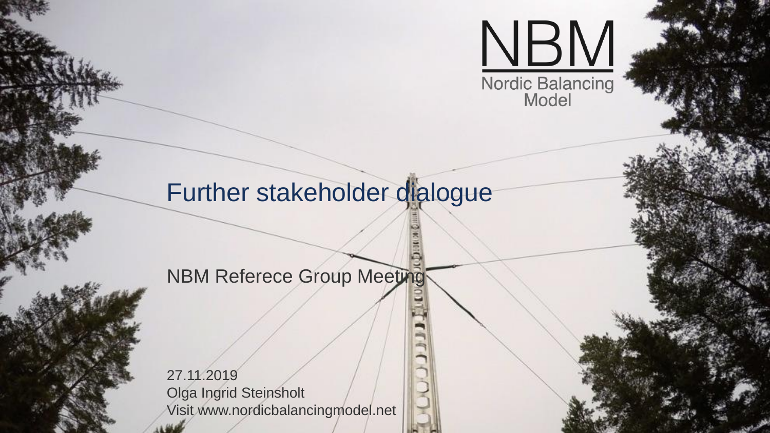NBM

Nordic Balancing Model

# Further stakeholder dialogue

NBM Referece Group Meeting

27.11.2019
Olga Ingrid Steinsholt
Visit www.nordicbalancingmodel.net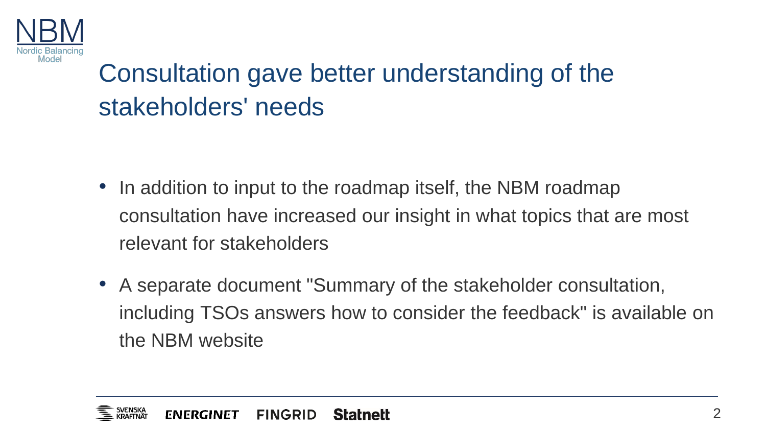# Consultation gave better understanding of the stakeholders' needs

- In addition to input to the roadmap itself, the NBM roadmap consultation have increased our insight in what topics that are most relevant for stakeholders
- A separate document "Summary of the stakeholder consultation, including TSOs answers how to consider the feedback" is available on the NBM website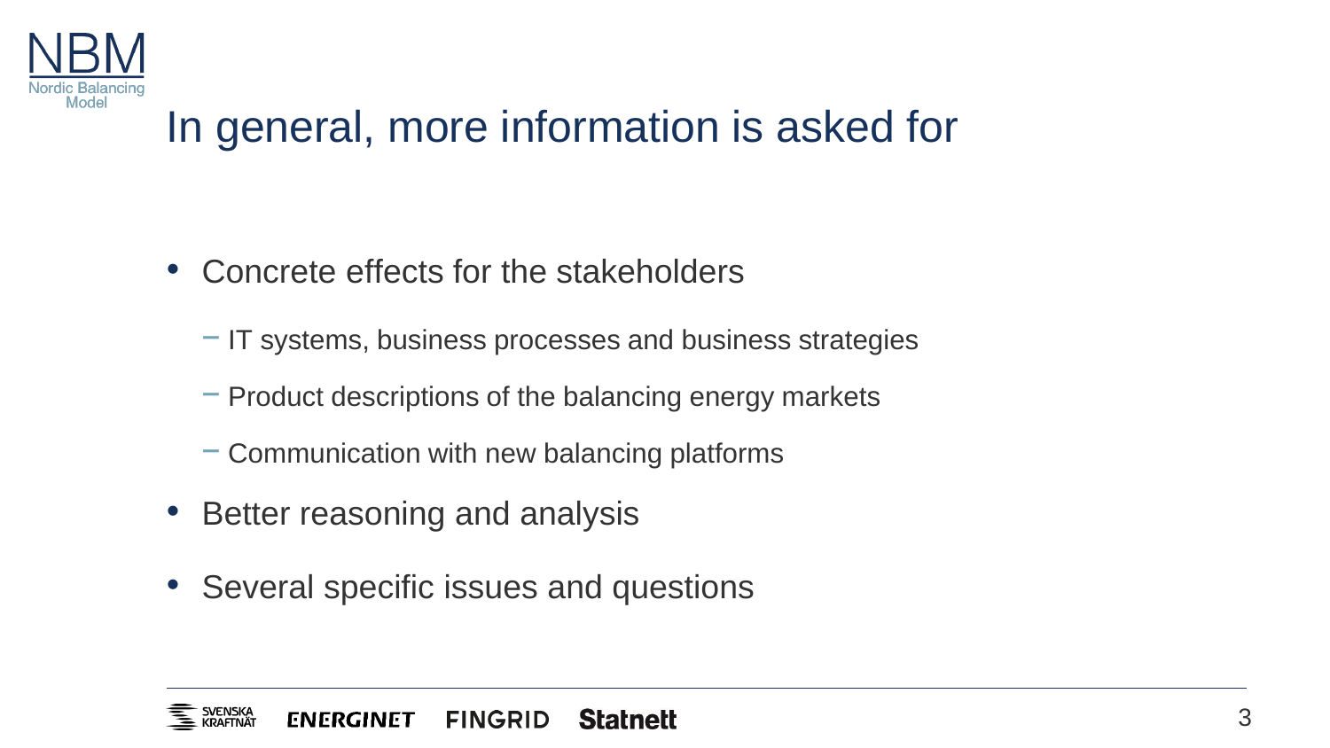# In general, more information is asked for

- Concrete effects for the stakeholders
  - IT systems, business processes and business strategies
  - Product descriptions of the balancing energy markets
  - Communication with new balancing platforms
- Better reasoning and analysis
- Several specific issues and questions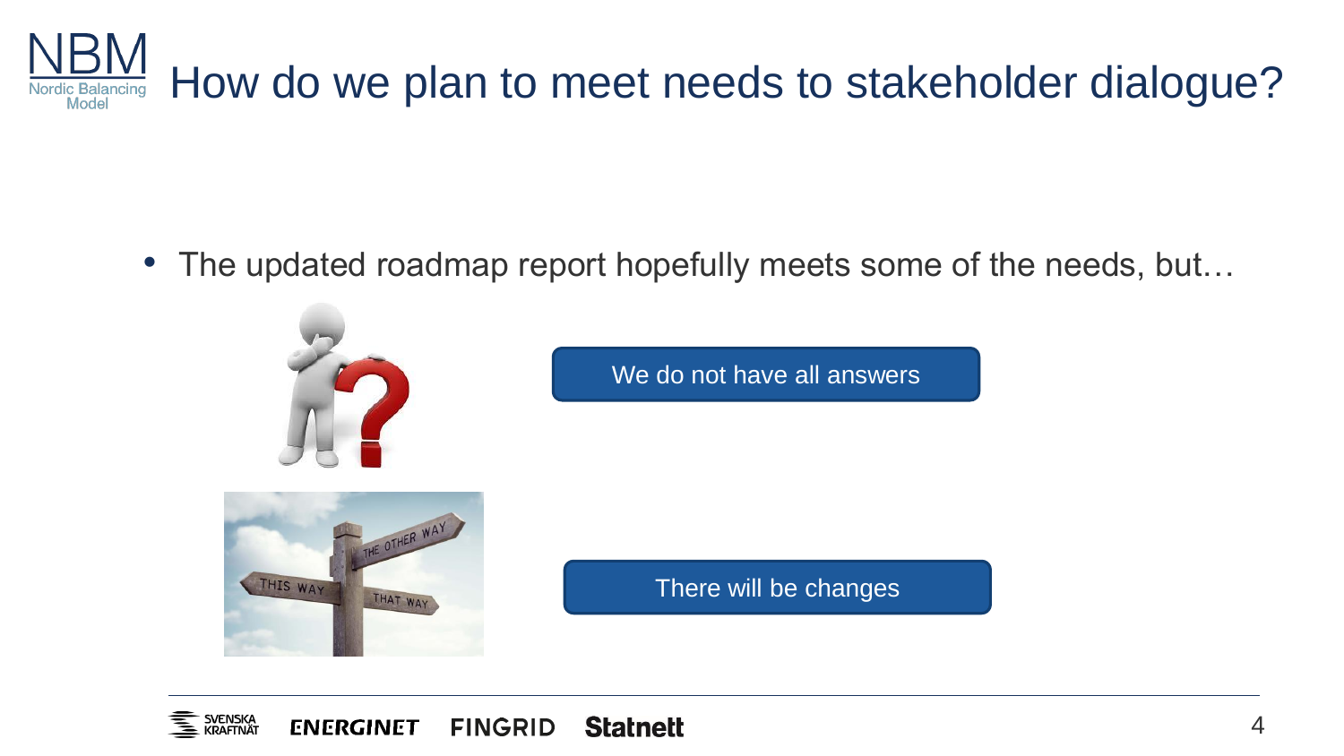# How do we plan to meet needs to stakeholder dialogue?

- The updated roadmap report hopefully meets some of the needs, but…

We do not have all answers

There will be changes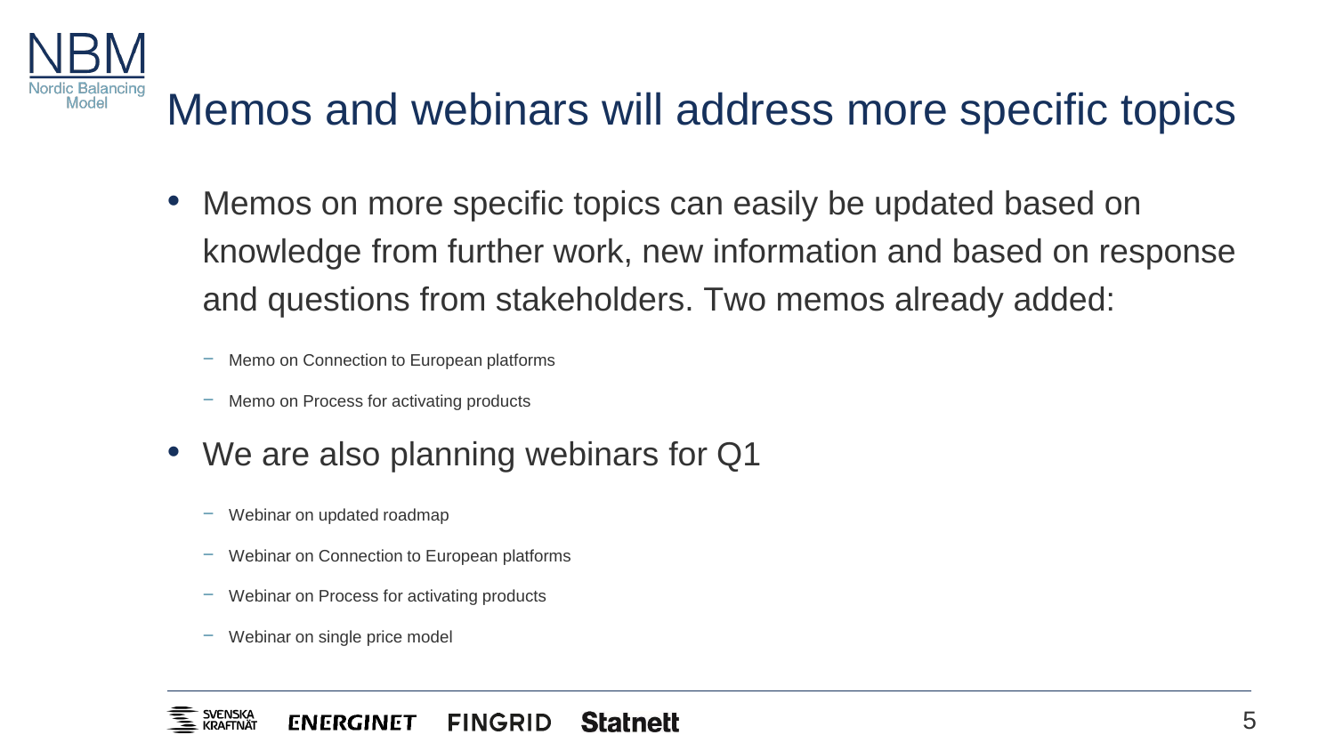# Memos and webinars will address more specific topics

- Memos on more specific topics can easily be updated based on knowledge from further work, new information and based on response and questions from stakeholders. Two memos already added:
  - Memo on Connection to European platforms
  - Memo on Process for activating products
- We are also planning webinars for Q1
  - Webinar on updated roadmap
  - Webinar on Connection to European platforms
  - Webinar on Process for activating products
  - Webinar on single price model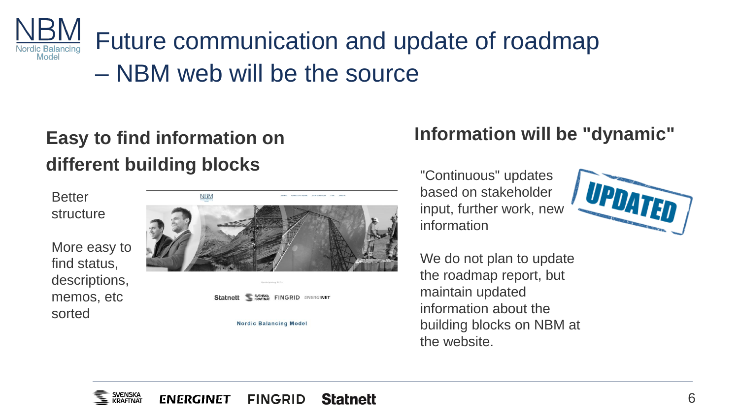# Future communication and update of roadmap – NBM web will be the source

## Easy to find information on different building blocks

Better structure

More easy to find status, descriptions, memos, etc sorted

## Information will be "dynamic"

"Continuous" updates based on stakeholder input, further work, new information

We do not plan to update the roadmap report, but maintain updated information about the building blocks on NBM at the website.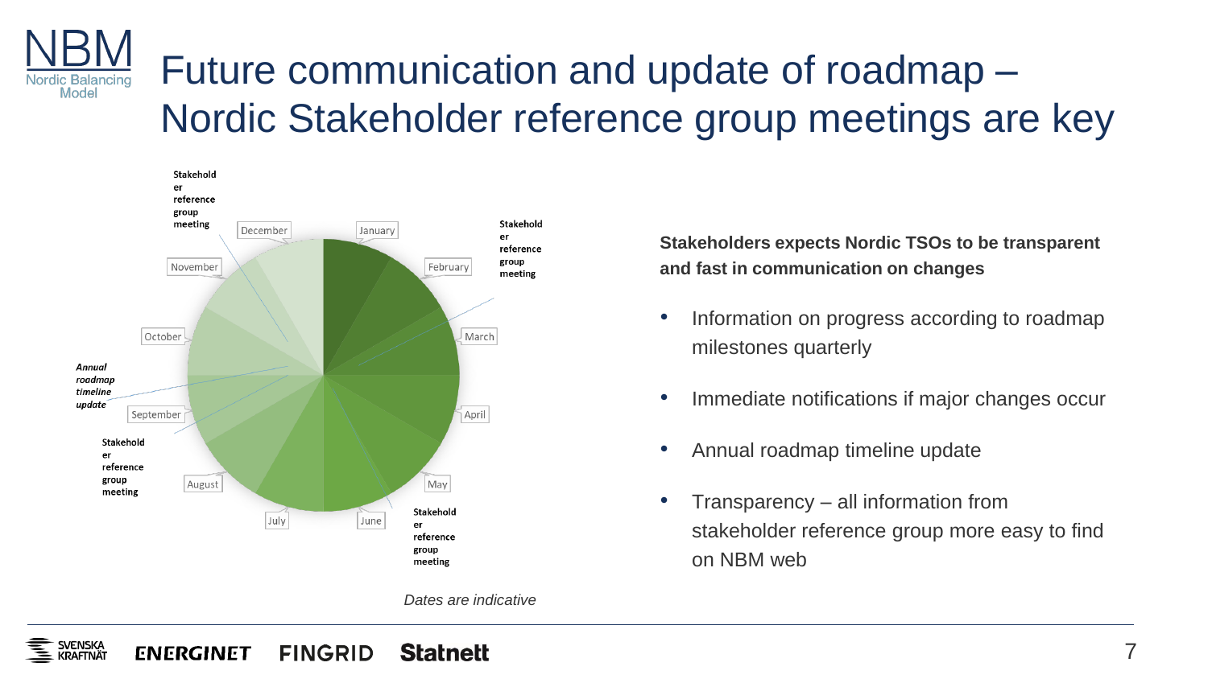# Future communication and update of roadmap – Nordic Stakeholder reference group meetings are key

December | January | February | March | April | May | June | July | August | September | October | November

Stakeholder reference group meeting

Stakeholder reference group meeting

Stakeholder reference group meeting

Stakeholder reference group meeting

*Annual roadmap timeline update*

*Dates are indicative*

**Stakeholders expects Nordic TSOs to be transparent and fast in communication on changes**

- Information on progress according to roadmap milestones quarterly
- Immediate notifications if major changes occur
- Annual roadmap timeline update
- Transparency – all information from stakeholder reference group more easy to find on NBM web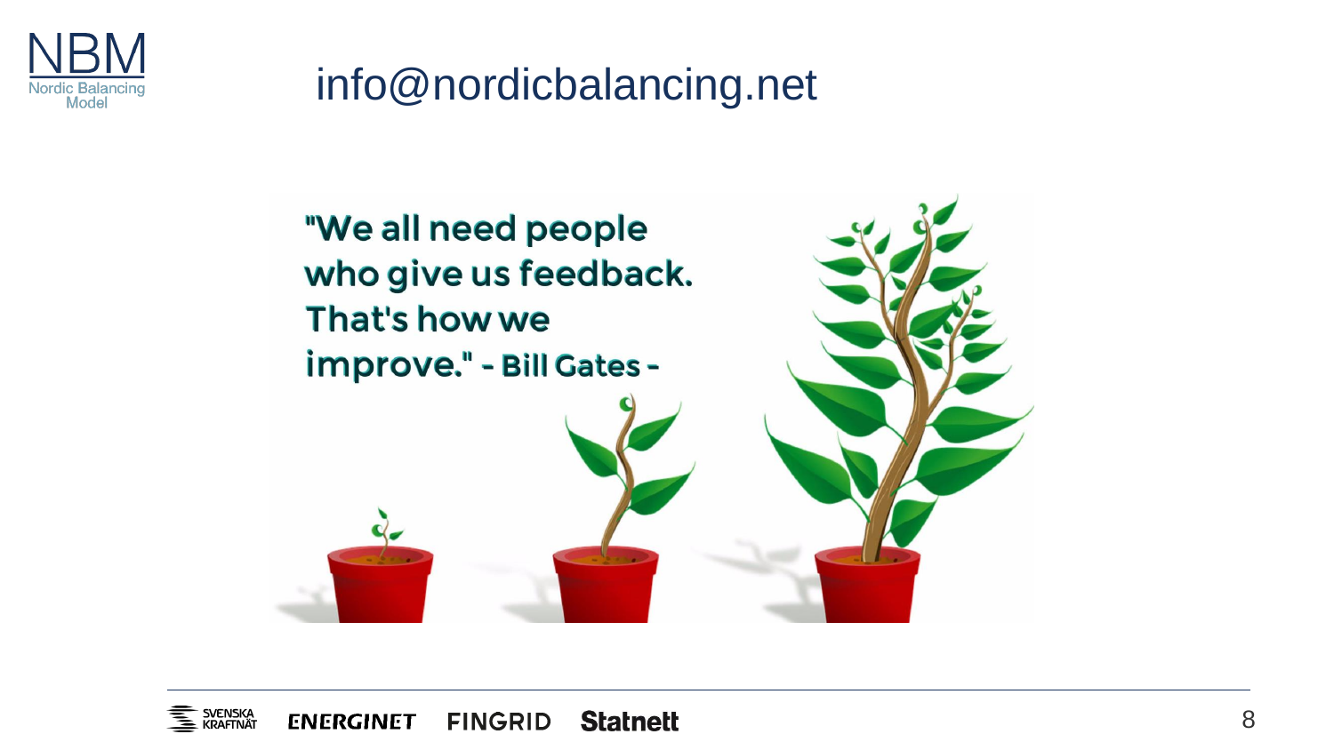# info@nordicbalancing.net

"We all need people who give us feedback. That's how we improve." - Bill Gates -